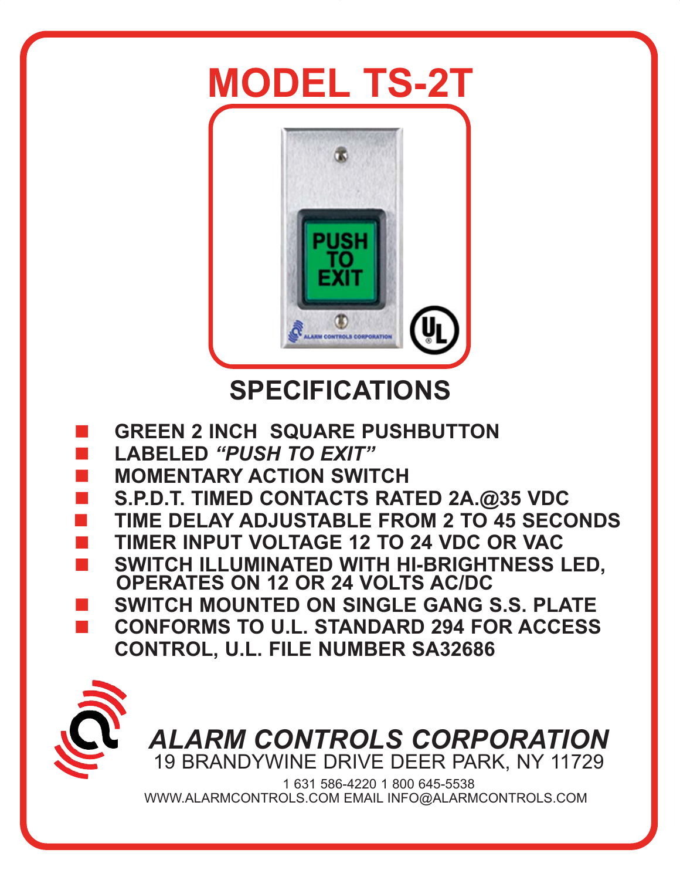# MODEL TS-2T

## SPECIFICATIONS

- GREEN 2 INCH SQUARE PUSHBUTTON
- LABELED *"PUSH TO EXIT"*
- MOMENTARY ACTION SWITCH
- S.P.D.T. TIMED CONTACTS RATED 2A.@35 VDC
- TIME DELAY ADJUSTABLE FROM 2 TO 45 SECONDS
- TIMER INPUT VOLTAGE 12 TO 24 VDC OR VAC
- SWITCH ILLUMINATED WITH HI-BRIGHTNESS LED, OPERATES ON 12 OR 24 VOLTS AC/DC
- SWITCH MOUNTED ON SINGLE GANG S.S. PLATE
- CONFORMS TO U.L. STANDARD 294 FOR ACCESS CONTROL, U.L. FILE NUMBER SA32686

***ALARM CONTROLS CORPORATION***

19 BRANDYWINE DRIVE DEER PARK, NY 11729

1 631 586-4220 1 800 645-5538

WWW.ALARMCONTROLS.COM EMAIL INFO@ALARMCONTROLS.COM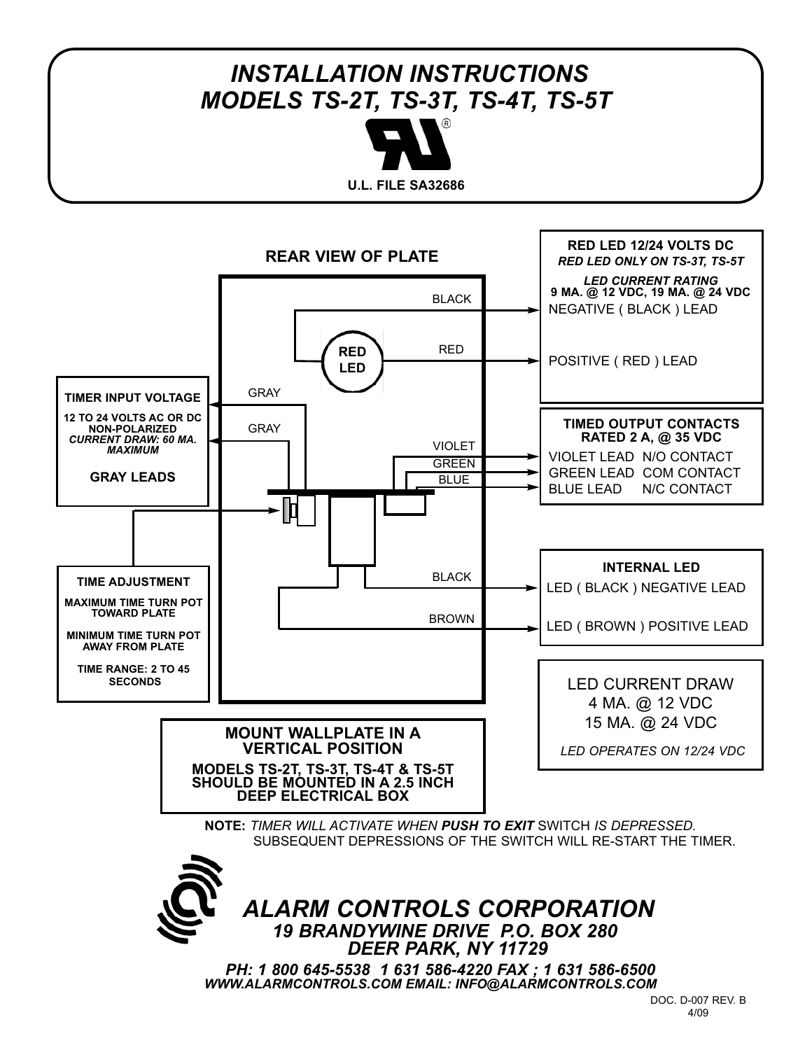# INSTALLATION INSTRUCTIONS
# MODELS TS-2T, TS-3T, TS-4T, TS-5T

®

**U.L. FILE SA32686**

## REAR VIEW OF PLATE

BLACK

RED

RED LED

GRAY

GRAY

VIOLET

GREEN

BLUE

BLACK

BROWN

**RED LED 12/24 VOLTS DC**
***RED LED ONLY ON TS-3T, TS-5T***

***LED CURRENT RATING***
**9 MA. @ 12 VDC, 19 MA. @ 24 VDC**

NEGATIVE ( BLACK ) LEAD

POSITIVE ( RED ) LEAD

**TIMER INPUT VOLTAGE**

**12 TO 24 VOLTS AC OR DC**
**NON-POLARIZED**
***CURRENT DRAW: 60 MA. MAXIMUM***

**GRAY LEADS**

**TIMED OUTPUT CONTACTS**
**RATED 2 A, @ 35 VDC**

VIOLET LEAD N/O CONTACT
GREEN LEAD COM CONTACT
BLUE LEAD N/C CONTACT

**TIME ADJUSTMENT**

**MAXIMUM TIME TURN POT TOWARD PLATE**

**MINIMUM TIME TURN POT AWAY FROM PLATE**

**TIME RANGE: 2 TO 45 SECONDS**

**INTERNAL LED**

LED ( BLACK ) NEGATIVE LEAD

LED ( BROWN ) POSITIVE LEAD

LED CURRENT DRAW
4 MA. @ 12 VDC
15 MA. @ 24 VDC

*LED OPERATES ON 12/24 VDC*

**MOUNT WALLPLATE IN A VERTICAL POSITION**

**MODELS TS-2T, TS-3T, TS-4T & TS-5T SHOULD BE MOUNTED IN A 2.5 INCH DEEP ELECTRICAL BOX**

**NOTE:** *TIMER WILL ACTIVATE WHEN **PUSH TO EXIT** SWITCH IS DEPRESSED.*
SUBSEQUENT DEPRESSIONS OF THE SWITCH WILL RE-START THE TIMER.

## *ALARM CONTROLS CORPORATION*
***19 BRANDYWINE DRIVE P.O. BOX 280***
***DEER PARK, NY 11729***

***PH: 1 800 645-5538 1 631 586-4220 FAX ; 1 631 586-6500***
***WWW.ALARMCONTROLS.COM EMAIL: INFO@ALARMCONTROLS.COM***

DOC. D-007 REV. B
4/09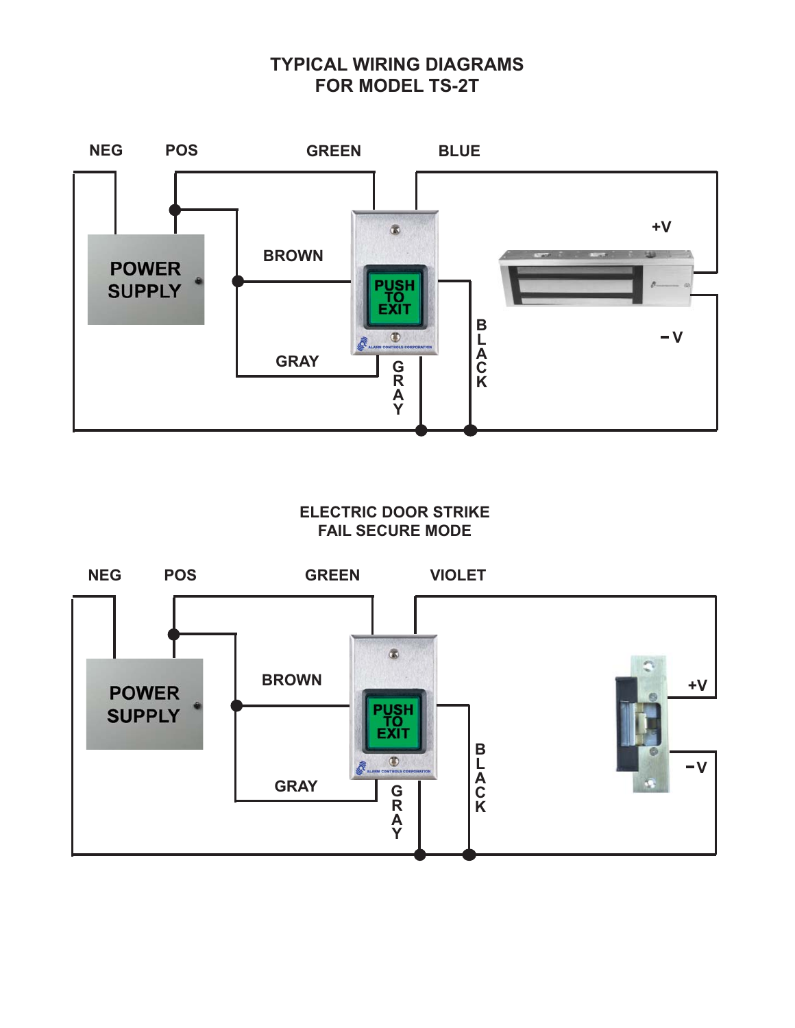# TYPICAL WIRING DIAGRAMS
# FOR MODEL TS-2T

NEG
POS
GREEN
BLUE
POWER SUPPLY
BROWN
PUSH TO EXIT
+V
−V
GRAY
GRAY
BLACK

## ELECTRIC DOOR STRIKE
## FAIL SECURE MODE

NEG
POS
GREEN
VIOLET
POWER SUPPLY
BROWN
PUSH TO EXIT
+V
−V
GRAY
GRAY
BLACK